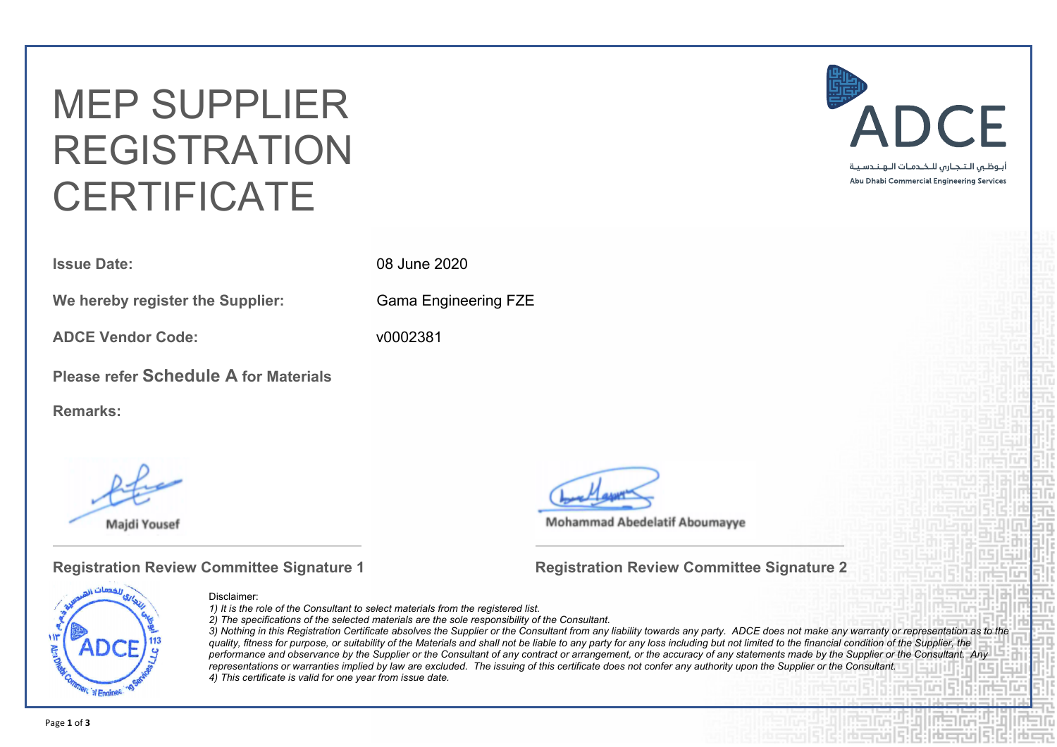# MEP SUPPLIER REGISTRATION CERTIFICATE

ADCE

أبوظبي التجاري للخدمات الهندسية

Abu Dhabi Commercial Engineering Services

**Issue Date:** 08 June 2020

**We hereby register the Supplier:** Gama Engineering FZE

**ADCE Vendor Code:** v0002381

**Please refer Schedule A for Materials**

**Remarks:**

Majdi Yousef

**Registration Review Committee Signature 1**

Mohammad Abedelatif Aboumayye

**Registration Review Committee Signature 2**

Disclaimer:

*1) It is the role of the Consultant to select materials from the registered list.*

*2) The specifications of the selected materials are the sole responsibility of the Consultant.*

*3) Nothing in this Registration Certificate absolves the Supplier or the Consultant from any liability towards any party. ADCE does not make any warranty or representation as to the quality, fitness for purpose, or suitability of the Materials and shall not be liable to any party for any loss including but not limited to the financial condition of the Supplier, the performance and observance by the Supplier or the Consultant of any contract or arrangement, or the accuracy of any statements made by the Supplier or the Consultant. Any representations or warranties implied by law are excluded. The issuing of this certificate does not confer any authority upon the Supplier or the Consultant.*

*4) This certificate is valid for one year from issue date.*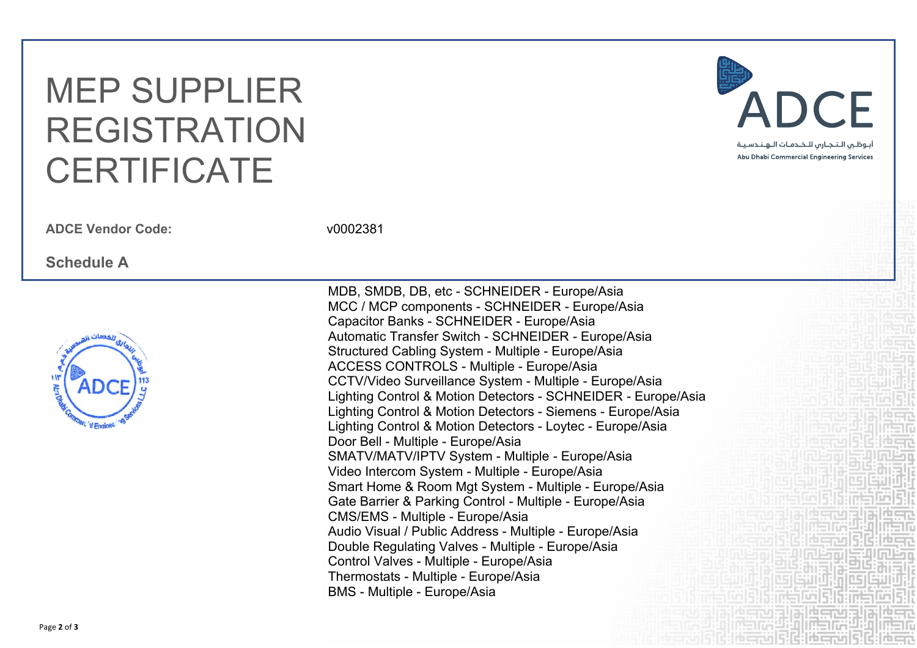# MEP SUPPLIER REGISTRATION CERTIFICATE

ADCE
أبوظبي التجاري للخدمات الهندسية
Abu Dhabi Commercial Engineering Services

**ADCE Vendor Code:** v0002381

**Schedule A**

MDB, SMDB, DB, etc - SCHNEIDER - Europe/Asia
MCC / MCP components - SCHNEIDER - Europe/Asia
Capacitor Banks - SCHNEIDER - Europe/Asia
Automatic Transfer Switch - SCHNEIDER - Europe/Asia
Structured Cabling System - Multiple - Europe/Asia
ACCESS CONTROLS - Multiple - Europe/Asia
CCTV/Video Surveillance System - Multiple - Europe/Asia
Lighting Control & Motion Detectors - SCHNEIDER - Europe/Asia
Lighting Control & Motion Detectors - Siemens - Europe/Asia
Lighting Control & Motion Detectors - Loytec - Europe/Asia
Door Bell - Multiple - Europe/Asia
SMATV/MATV/IPTV System - Multiple - Europe/Asia
Video Intercom System - Multiple - Europe/Asia
Smart Home & Room Mgt System - Multiple - Europe/Asia
Gate Barrier & Parking Control - Multiple - Europe/Asia
CMS/EMS - Multiple - Europe/Asia
Audio Visual / Public Address - Multiple - Europe/Asia
Double Regulating Valves - Multiple - Europe/Asia
Control Valves - Multiple - Europe/Asia
Thermostats - Multiple - Europe/Asia
BMS - Multiple - Europe/Asia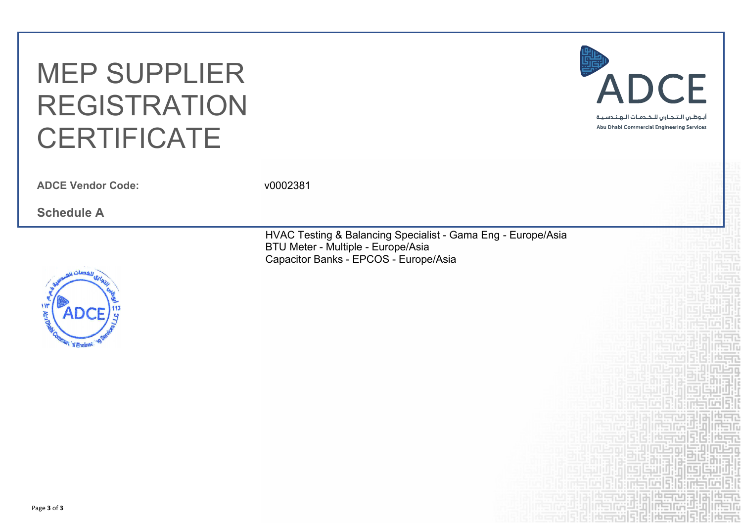# MEP SUPPLIER REGISTRATION CERTIFICATE

ADCE

أبوظبي التجاري للخدمات الهندسية

Abu Dhabi Commercial Engineering Services

**ADCE Vendor Code:** v0002381

**Schedule A**

HVAC Testing & Balancing Specialist - Gama Eng - Europe/Asia
BTU Meter - Multiple - Europe/Asia
Capacitor Banks - EPCOS - Europe/Asia